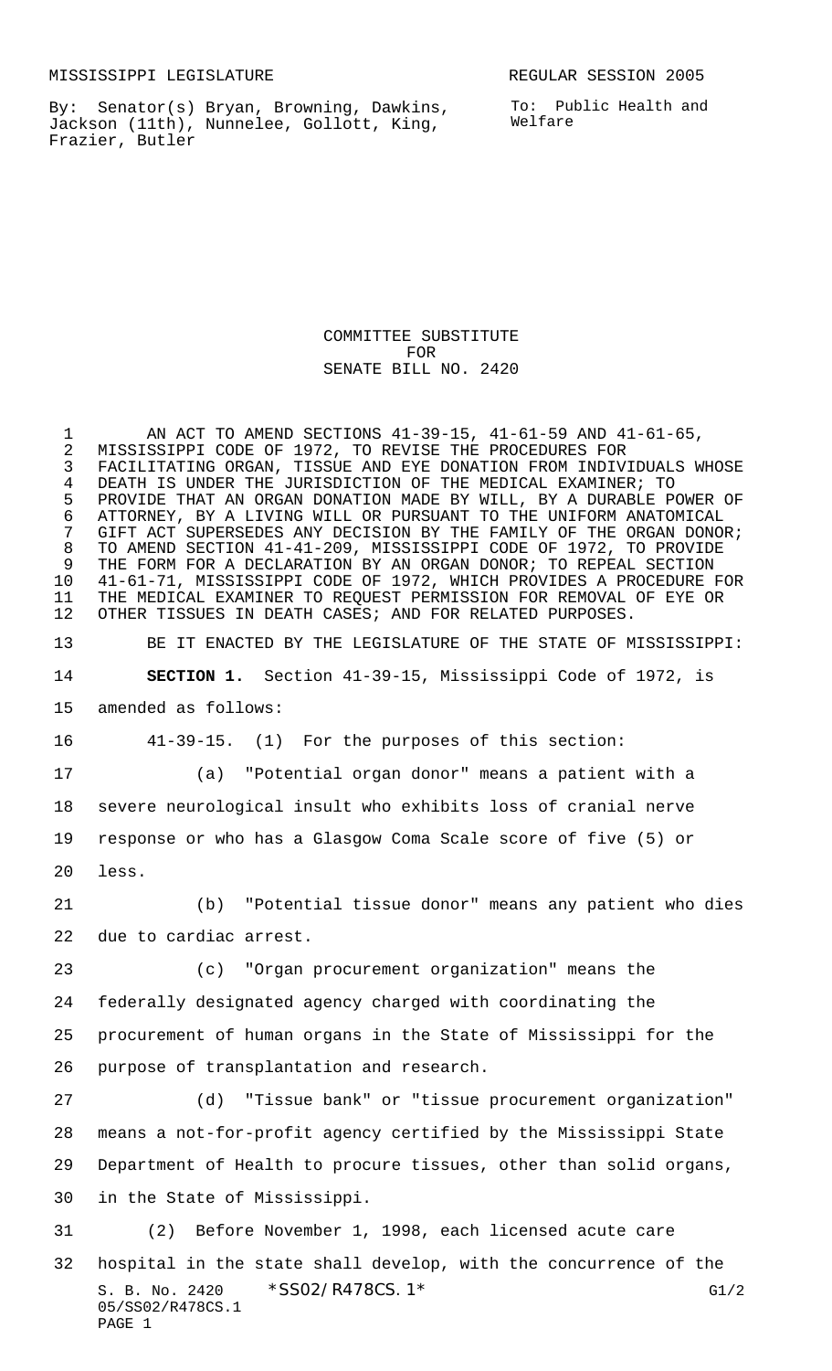MISSISSIPPI LEGISLATURE REGULAR SESSION 2005

By: Senator(s) Bryan, Browning, Dawkins, Jackson (11th), Nunnelee, Gollott, King, Frazier, Butler

To: Public Health and Welfare

# COMMITTEE SUBSTITUTE FOR SENATE BILL NO. 2420

AN ACT TO AMEND SECTIONS 41-39-15, 41-61-59 AND 41-61-65, MISSISSIPPI CODE OF 1972, TO REVISE THE PROCEDURES FOR FACILITATING ORGAN, TISSUE AND EYE DONATION FROM INDIVIDUALS WHOSE DEATH IS UNDER THE JURISDICTION OF THE MEDICAL EXAMINER; TO PROVIDE THAT AN ORGAN DONATION MADE BY WILL, BY A DURABLE POWER OF ATTORNEY, BY A LIVING WILL OR PURSUANT TO THE UNIFORM ANATOMICAL GIFT ACT SUPERSEDES ANY DECISION BY THE FAMILY OF THE ORGAN DONOR; TO AMEND SECTION 41-41-209, MISSISSIPPI CODE OF 1972, TO PROVIDE THE FORM FOR A DECLARATION BY AN ORGAN DONOR; TO REPEAL SECTION 41-61-71, MISSISSIPPI CODE OF 1972, WHICH PROVIDES A PROCEDURE FOR THE MEDICAL EXAMINER TO REQUEST PERMISSION FOR REMOVAL OF EYE OR OTHER TISSUES IN DEATH CASES; AND FOR RELATED PURPOSES.

BE IT ENACTED BY THE LEGISLATURE OF THE STATE OF MISSISSIPPI:

**SECTION 1.** Section 41-39-15, Mississippi Code of 1972, is amended as follows:

41-39-15. (1) For the purposes of this section:

(a) "Potential organ donor" means a patient with a severe neurological insult who exhibits loss of cranial nerve response or who has a Glasgow Coma Scale score of five (5) or less.

(b) "Potential tissue donor" means any patient who dies due to cardiac arrest.

(c) "Organ procurement organization" means the federally designated agency charged with coordinating the procurement of human organs in the State of Mississippi for the purpose of transplantation and research.

(d) "Tissue bank" or "tissue procurement organization" means a not-for-profit agency certified by the Mississippi State Department of Health to procure tissues, other than solid organs, in the State of Mississippi.

(2) Before November 1, 1998, each licensed acute care hospital in the state shall develop, with the concurrence of the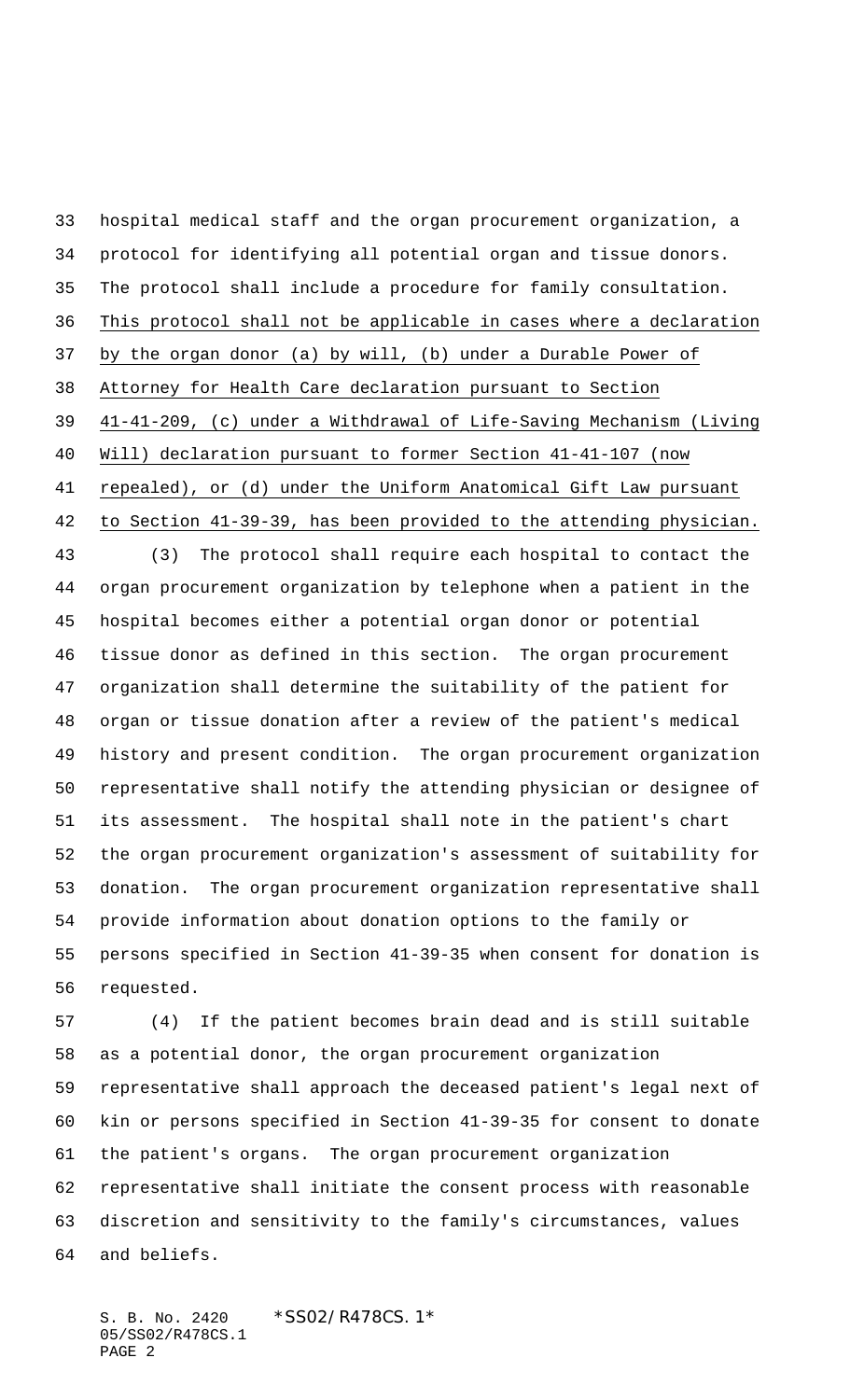hospital medical staff and the organ procurement organization, a protocol for identifying all potential organ and tissue donors. The protocol shall include a procedure for family consultation. This protocol shall not be applicable in cases where a declaration by the organ donor (a) by will, (b) under a Durable Power of Attorney for Health Care declaration pursuant to Section 41-41-209, (c) under a Withdrawal of Life-Saving Mechanism (Living Will) declaration pursuant to former Section 41-41-107 (now repealed), or (d) under the Uniform Anatomical Gift Law pursuant to Section 41-39-39, has been provided to the attending physician.

(3) The protocol shall require each hospital to contact the organ procurement organization by telephone when a patient in the hospital becomes either a potential organ donor or potential tissue donor as defined in this section. The organ procurement organization shall determine the suitability of the patient for organ or tissue donation after a review of the patient's medical history and present condition. The organ procurement organization representative shall notify the attending physician or designee of its assessment. The hospital shall note in the patient's chart the organ procurement organization's assessment of suitability for donation. The organ procurement organization representative shall provide information about donation options to the family or persons specified in Section 41-39-35 when consent for donation is requested.

(4) If the patient becomes brain dead and is still suitable as a potential donor, the organ procurement organization representative shall approach the deceased patient's legal next of kin or persons specified in Section 41-39-35 for consent to donate the patient's organs. The organ procurement organization representative shall initiate the consent process with reasonable discretion and sensitivity to the family's circumstances, values and beliefs.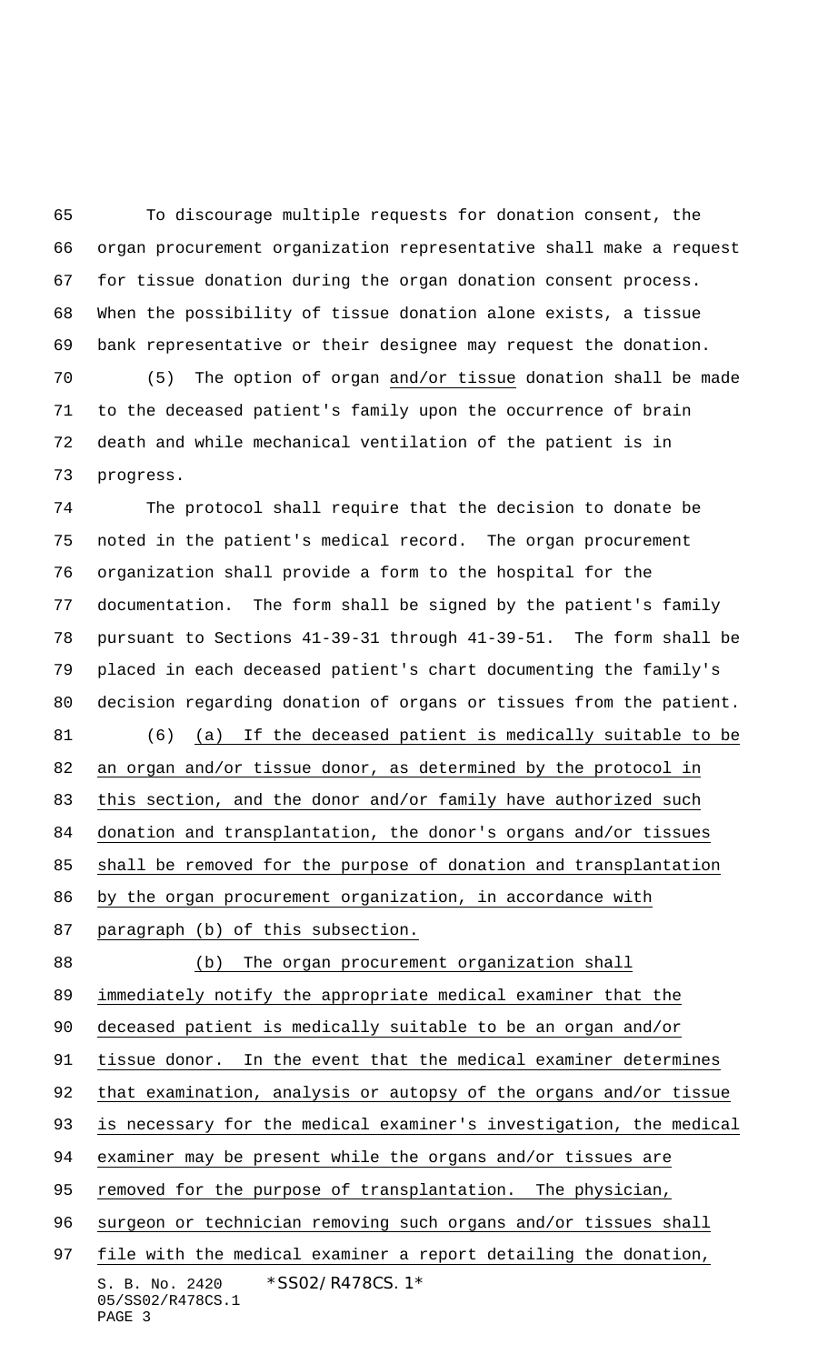To discourage multiple requests for donation consent, the organ procurement organization representative shall make a request for tissue donation during the organ donation consent process. When the possibility of tissue donation alone exists, a tissue bank representative or their designee may request the donation.

(5) The option of organ <u>and/or tissue</u> donation shall be made to the deceased patient's family upon the occurrence of brain death and while mechanical ventilation of the patient is in progress.

The protocol shall require that the decision to donate be noted in the patient's medical record. The organ procurement organization shall provide a form to the hospital for the documentation. The form shall be signed by the patient's family pursuant to Sections 41-39-31 through 41-39-51. The form shall be placed in each deceased patient's chart documenting the family's decision regarding donation of organs or tissues from the patient.

(6) <u>(a) If the deceased patient is medically suitable to be an organ and/or tissue donor, as determined by the protocol in this section, and the donor and/or family have authorized such donation and transplantation, the donor's organs and/or tissues shall be removed for the purpose of donation and transplantation by the organ procurement organization, in accordance with paragraph (b) of this subsection.</u>

<u>(b) The organ procurement organization shall immediately notify the appropriate medical examiner that the deceased patient is medically suitable to be an organ and/or tissue donor. In the event that the medical examiner determines that examination, analysis or autopsy of the organs and/or tissue is necessary for the medical examiner's investigation, the medical examiner may be present while the organs and/or tissues are removed for the purpose of transplantation. The physician, surgeon or technician removing such organs and/or tissues shall file with the medical examiner a report detailing the donation,</u>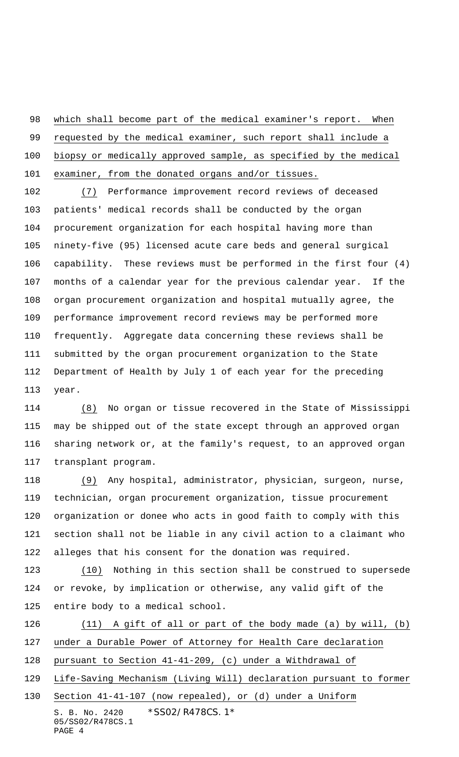which shall become part of the medical examiner's report. When requested by the medical examiner, such report shall include a biopsy or medically approved sample, as specified by the medical examiner, from the donated organs and/or tissues.

(7) Performance improvement record reviews of deceased patients' medical records shall be conducted by the organ procurement organization for each hospital having more than ninety-five (95) licensed acute care beds and general surgical capability. These reviews must be performed in the first four (4) months of a calendar year for the previous calendar year. If the organ procurement organization and hospital mutually agree, the performance improvement record reviews may be performed more frequently. Aggregate data concerning these reviews shall be submitted by the organ procurement organization to the State Department of Health by July 1 of each year for the preceding year.

(8) No organ or tissue recovered in the State of Mississippi may be shipped out of the state except through an approved organ sharing network or, at the family's request, to an approved organ transplant program.

(9) Any hospital, administrator, physician, surgeon, nurse, technician, organ procurement organization, tissue procurement organization or donee who acts in good faith to comply with this section shall not be liable in any civil action to a claimant who alleges that his consent for the donation was required.

(10) Nothing in this section shall be construed to supersede or revoke, by implication or otherwise, any valid gift of the entire body to a medical school.

(11) A gift of all or part of the body made (a) by will, (b) under a Durable Power of Attorney for Health Care declaration pursuant to Section 41-41-209, (c) under a Withdrawal of Life-Saving Mechanism (Living Will) declaration pursuant to former Section 41-41-107 (now repealed), or (d) under a Uniform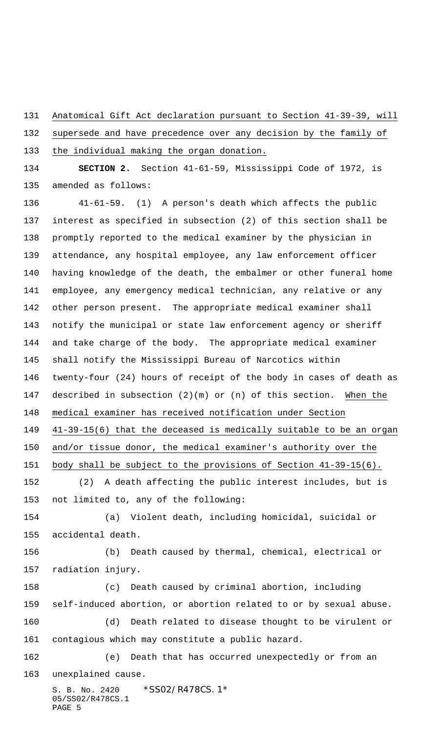Anatomical Gift Act declaration pursuant to Section 41-39-39, will supersede and have precedence over any decision by the family of the individual making the organ donation.

**SECTION 2.** Section 41-61-59, Mississippi Code of 1972, is amended as follows:

41-61-59. (1) A person's death which affects the public interest as specified in subsection (2) of this section shall be promptly reported to the medical examiner by the physician in attendance, any hospital employee, any law enforcement officer having knowledge of the death, the embalmer or other funeral home employee, any emergency medical technician, any relative or any other person present. The appropriate medical examiner shall notify the municipal or state law enforcement agency or sheriff and take charge of the body. The appropriate medical examiner shall notify the Mississippi Bureau of Narcotics within twenty-four (24) hours of receipt of the body in cases of death as described in subsection (2)(m) or (n) of this section. When the medical examiner has received notification under Section 41-39-15(6) that the deceased is medically suitable to be an organ and/or tissue donor, the medical examiner's authority over the body shall be subject to the provisions of Section 41-39-15(6).

(2) A death affecting the public interest includes, but is not limited to, any of the following:

(a) Violent death, including homicidal, suicidal or accidental death.

(b) Death caused by thermal, chemical, electrical or radiation injury.

(c) Death caused by criminal abortion, including self-induced abortion, or abortion related to or by sexual abuse.

(d) Death related to disease thought to be virulent or contagious which may constitute a public hazard.

(e) Death that has occurred unexpectedly or from an unexplained cause.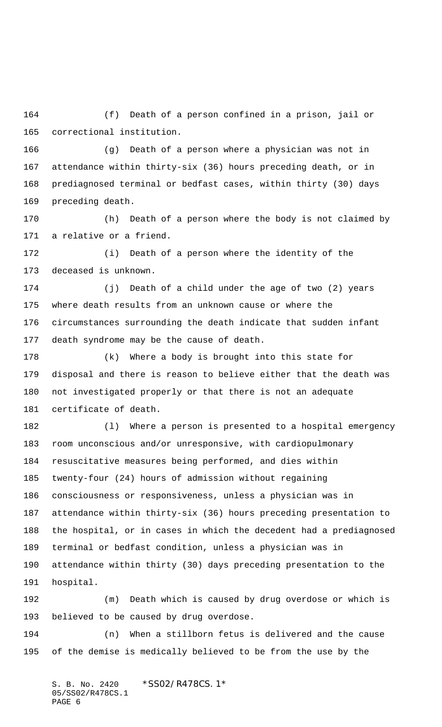(f) Death of a person confined in a prison, jail or correctional institution.

(g) Death of a person where a physician was not in attendance within thirty-six (36) hours preceding death, or in prediagnosed terminal or bedfast cases, within thirty (30) days preceding death.

(h) Death of a person where the body is not claimed by a relative or a friend.

(i) Death of a person where the identity of the deceased is unknown.

(j) Death of a child under the age of two (2) years where death results from an unknown cause or where the circumstances surrounding the death indicate that sudden infant death syndrome may be the cause of death.

(k) Where a body is brought into this state for disposal and there is reason to believe either that the death was not investigated properly or that there is not an adequate certificate of death.

(l) Where a person is presented to a hospital emergency room unconscious and/or unresponsive, with cardiopulmonary resuscitative measures being performed, and dies within twenty-four (24) hours of admission without regaining consciousness or responsiveness, unless a physician was in attendance within thirty-six (36) hours preceding presentation to the hospital, or in cases in which the decedent had a prediagnosed terminal or bedfast condition, unless a physician was in attendance within thirty (30) days preceding presentation to the hospital.

(m) Death which is caused by drug overdose or which is believed to be caused by drug overdose.

(n) When a stillborn fetus is delivered and the cause of the demise is medically believed to be from the use by the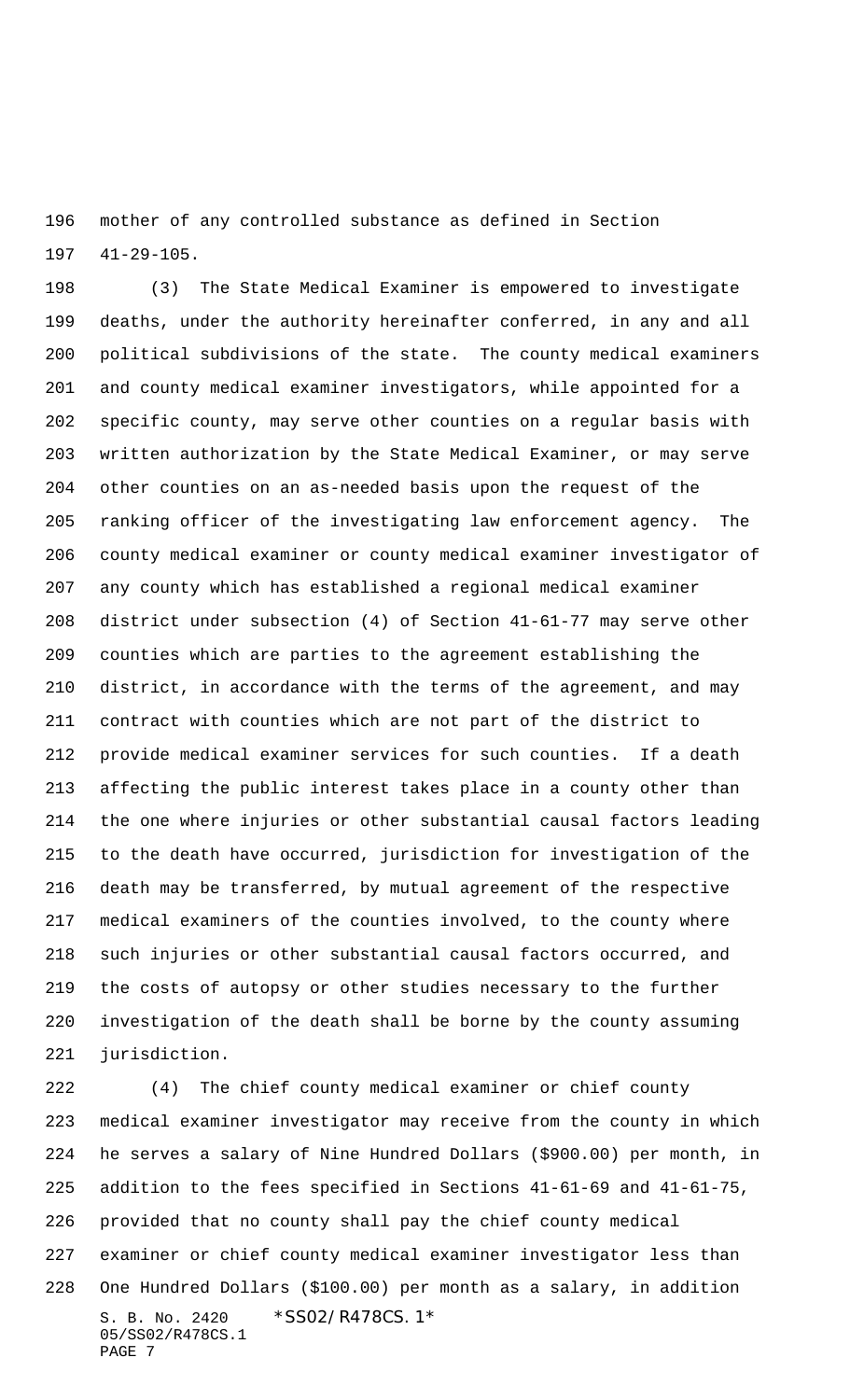mother of any controlled substance as defined in Section 41-29-105.

(3) The State Medical Examiner is empowered to investigate deaths, under the authority hereinafter conferred, in any and all political subdivisions of the state. The county medical examiners and county medical examiner investigators, while appointed for a specific county, may serve other counties on a regular basis with written authorization by the State Medical Examiner, or may serve other counties on an as-needed basis upon the request of the ranking officer of the investigating law enforcement agency. The county medical examiner or county medical examiner investigator of any county which has established a regional medical examiner district under subsection (4) of Section 41-61-77 may serve other counties which are parties to the agreement establishing the district, in accordance with the terms of the agreement, and may contract with counties which are not part of the district to provide medical examiner services for such counties. If a death affecting the public interest takes place in a county other than the one where injuries or other substantial causal factors leading to the death have occurred, jurisdiction for investigation of the death may be transferred, by mutual agreement of the respective medical examiners of the counties involved, to the county where such injuries or other substantial causal factors occurred, and the costs of autopsy or other studies necessary to the further investigation of the death shall be borne by the county assuming jurisdiction.

(4) The chief county medical examiner or chief county medical examiner investigator may receive from the county in which he serves a salary of Nine Hundred Dollars ($900.00) per month, in addition to the fees specified in Sections 41-61-69 and 41-61-75, provided that no county shall pay the chief county medical examiner or chief county medical examiner investigator less than One Hundred Dollars ($100.00) per month as a salary, in addition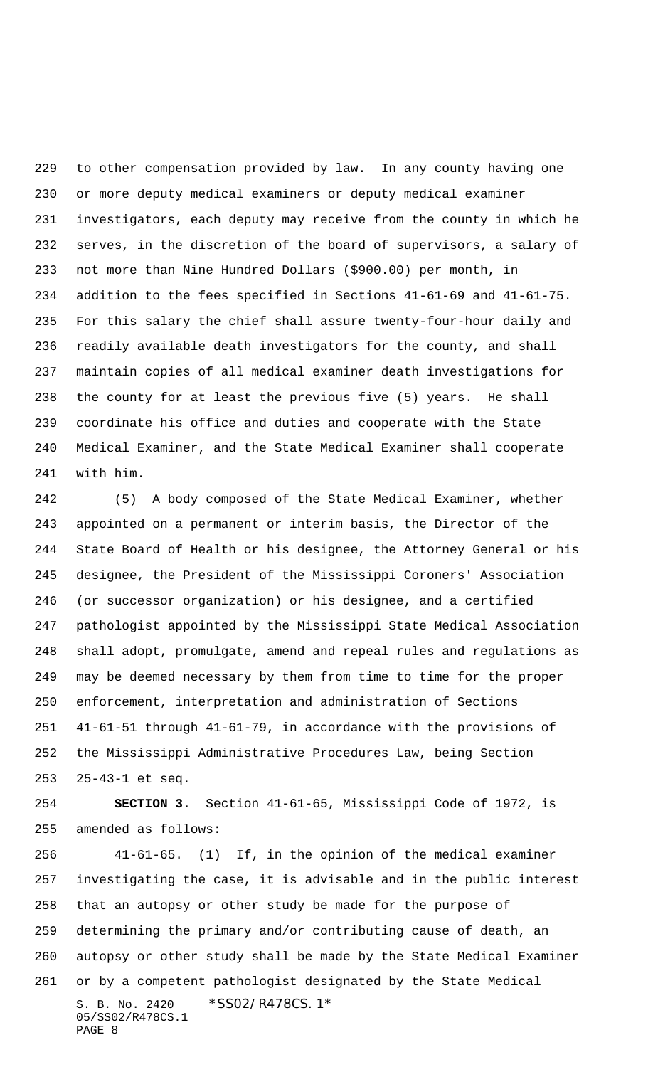to other compensation provided by law. In any county having one or more deputy medical examiners or deputy medical examiner investigators, each deputy may receive from the county in which he serves, in the discretion of the board of supervisors, a salary of not more than Nine Hundred Dollars ($900.00) per month, in addition to the fees specified in Sections 41-61-69 and 41-61-75. For this salary the chief shall assure twenty-four-hour daily and readily available death investigators for the county, and shall maintain copies of all medical examiner death investigations for the county for at least the previous five (5) years. He shall coordinate his office and duties and cooperate with the State Medical Examiner, and the State Medical Examiner shall cooperate with him.

(5) A body composed of the State Medical Examiner, whether appointed on a permanent or interim basis, the Director of the State Board of Health or his designee, the Attorney General or his designee, the President of the Mississippi Coroners' Association (or successor organization) or his designee, and a certified pathologist appointed by the Mississippi State Medical Association shall adopt, promulgate, amend and repeal rules and regulations as may be deemed necessary by them from time to time for the proper enforcement, interpretation and administration of Sections 41-61-51 through 41-61-79, in accordance with the provisions of the Mississippi Administrative Procedures Law, being Section 25-43-1 et seq.

**SECTION 3.** Section 41-61-65, Mississippi Code of 1972, is amended as follows:

41-61-65. (1) If, in the opinion of the medical examiner investigating the case, it is advisable and in the public interest that an autopsy or other study be made for the purpose of determining the primary and/or contributing cause of death, an autopsy or other study shall be made by the State Medical Examiner or by a competent pathologist designated by the State Medical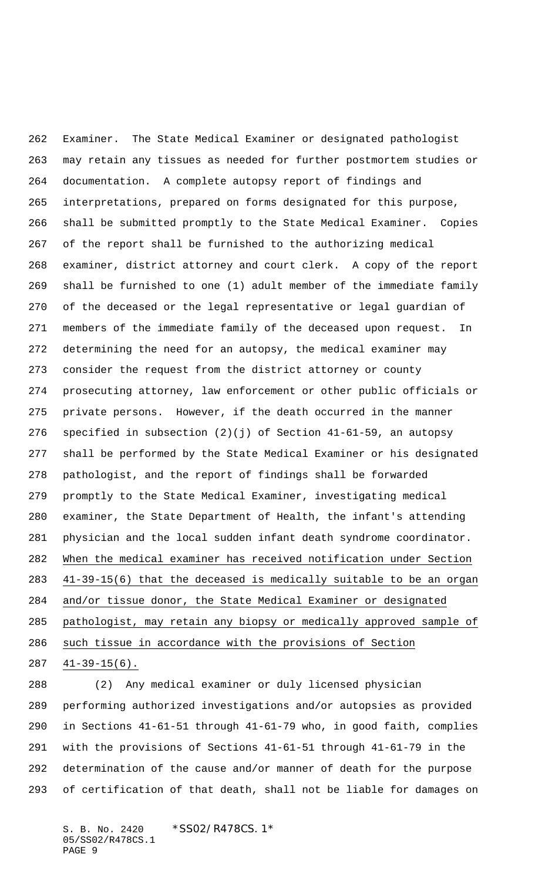Examiner. The State Medical Examiner or designated pathologist may retain any tissues as needed for further postmortem studies or documentation. A complete autopsy report of findings and interpretations, prepared on forms designated for this purpose, shall be submitted promptly to the State Medical Examiner. Copies of the report shall be furnished to the authorizing medical examiner, district attorney and court clerk. A copy of the report shall be furnished to one (1) adult member of the immediate family of the deceased or the legal representative or legal guardian of members of the immediate family of the deceased upon request. In determining the need for an autopsy, the medical examiner may consider the request from the district attorney or county prosecuting attorney, law enforcement or other public officials or private persons. However, if the death occurred in the manner specified in subsection (2)(j) of Section 41-61-59, an autopsy shall be performed by the State Medical Examiner or his designated pathologist, and the report of findings shall be forwarded promptly to the State Medical Examiner, investigating medical examiner, the State Department of Health, the infant's attending physician and the local sudden infant death syndrome coordinator. When the medical examiner has received notification under Section 41-39-15(6) that the deceased is medically suitable to be an organ and/or tissue donor, the State Medical Examiner or designated pathologist, may retain any biopsy or medically approved sample of such tissue in accordance with the provisions of Section 41-39-15(6).

(2) Any medical examiner or duly licensed physician performing authorized investigations and/or autopsies as provided in Sections 41-61-51 through 41-61-79 who, in good faith, complies with the provisions of Sections 41-61-51 through 41-61-79 in the determination of the cause and/or manner of death for the purpose of certification of that death, shall not be liable for damages on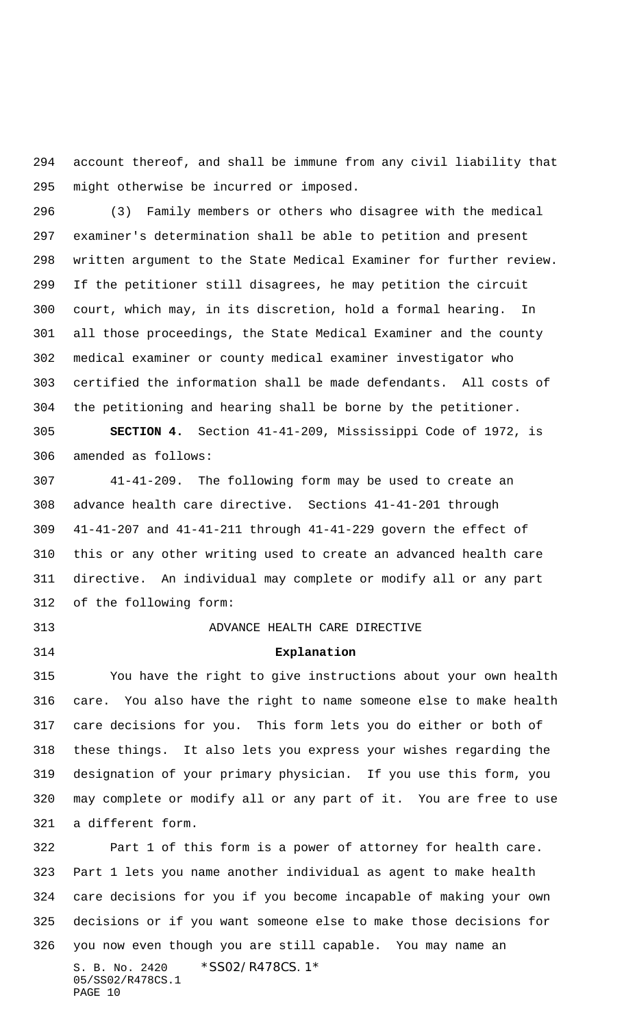account thereof, and shall be immune from any civil liability that might otherwise be incurred or imposed.

(3) Family members or others who disagree with the medical examiner's determination shall be able to petition and present written argument to the State Medical Examiner for further review. If the petitioner still disagrees, he may petition the circuit court, which may, in its discretion, hold a formal hearing. In all those proceedings, the State Medical Examiner and the county medical examiner or county medical examiner investigator who certified the information shall be made defendants. All costs of the petitioning and hearing shall be borne by the petitioner.

**SECTION 4.** Section 41-41-209, Mississippi Code of 1972, is amended as follows:

41-41-209. The following form may be used to create an advance health care directive. Sections 41-41-201 through 41-41-207 and 41-41-211 through 41-41-229 govern the effect of this or any other writing used to create an advanced health care directive. An individual may complete or modify all or any part of the following form:

ADVANCE HEALTH CARE DIRECTIVE

**Explanation**

You have the right to give instructions about your own health care. You also have the right to name someone else to make health care decisions for you. This form lets you do either or both of these things. It also lets you express your wishes regarding the designation of your primary physician. If you use this form, you may complete or modify all or any part of it. You are free to use a different form.

Part 1 of this form is a power of attorney for health care. Part 1 lets you name another individual as agent to make health care decisions for you if you become incapable of making your own decisions or if you want someone else to make those decisions for you now even though you are still capable. You may name an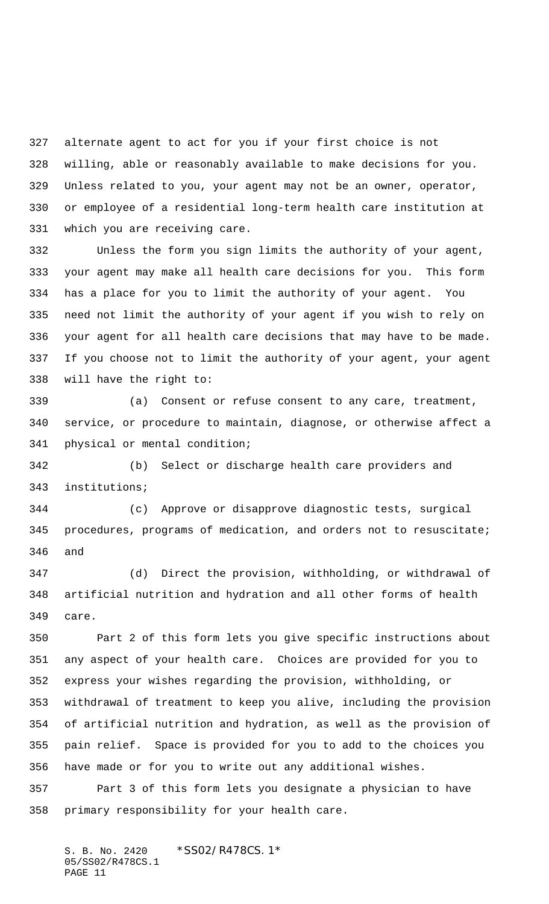alternate agent to act for you if your first choice is not willing, able or reasonably available to make decisions for you. Unless related to you, your agent may not be an owner, operator, or employee of a residential long-term health care institution at which you are receiving care.

Unless the form you sign limits the authority of your agent, your agent may make all health care decisions for you. This form has a place for you to limit the authority of your agent. You need not limit the authority of your agent if you wish to rely on your agent for all health care decisions that may have to be made. If you choose not to limit the authority of your agent, your agent will have the right to:

(a) Consent or refuse consent to any care, treatment, service, or procedure to maintain, diagnose, or otherwise affect a physical or mental condition;

(b) Select or discharge health care providers and institutions;

(c) Approve or disapprove diagnostic tests, surgical procedures, programs of medication, and orders not to resuscitate; and

(d) Direct the provision, withholding, or withdrawal of artificial nutrition and hydration and all other forms of health care.

Part 2 of this form lets you give specific instructions about any aspect of your health care. Choices are provided for you to express your wishes regarding the provision, withholding, or withdrawal of treatment to keep you alive, including the provision of artificial nutrition and hydration, as well as the provision of pain relief. Space is provided for you to add to the choices you have made or for you to write out any additional wishes.

Part 3 of this form lets you designate a physician to have primary responsibility for your health care.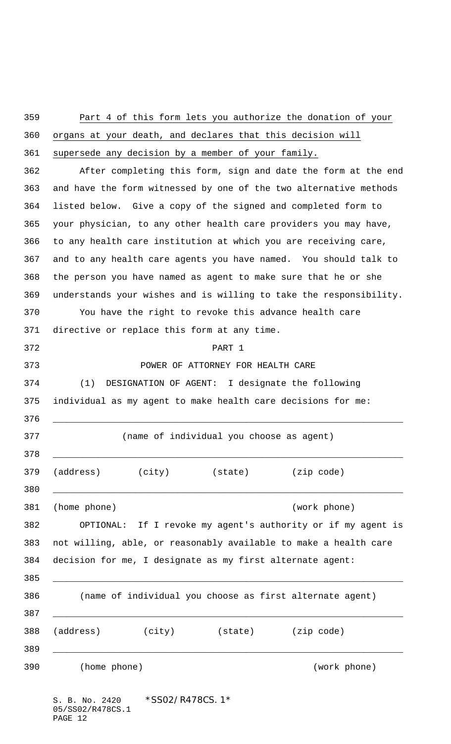Part 4 of this form lets you authorize the donation of your organs at your death, and declares that this decision will supersede any decision by a member of your family.

After completing this form, sign and date the form at the end and have the form witnessed by one of the two alternative methods listed below. Give a copy of the signed and completed form to your physician, to any other health care providers you may have, to any health care institution at which you are receiving care, and to any health care agents you have named. You should talk to the person you have named as agent to make sure that he or she understands your wishes and is willing to take the responsibility.

You have the right to revoke this advance health care directive or replace this form at any time.

PART 1

POWER OF ATTORNEY FOR HEALTH CARE

(1) DESIGNATION OF AGENT: I designate the following individual as my agent to make health care decisions for me:

_________________________________________________________________

(name of individual you choose as agent)

_________________________________________________________________

(address) (city) (state) (zip code)

_________________________________________________________________

(home phone) (work phone)

OPTIONAL: If I revoke my agent's authority or if my agent is not willing, able, or reasonably available to make a health care decision for me, I designate as my first alternate agent:

_________________________________________________________________

(name of individual you choose as first alternate agent)

_________________________________________________________________

(address) (city) (state) (zip code)

_________________________________________________________________

(home phone) (work phone)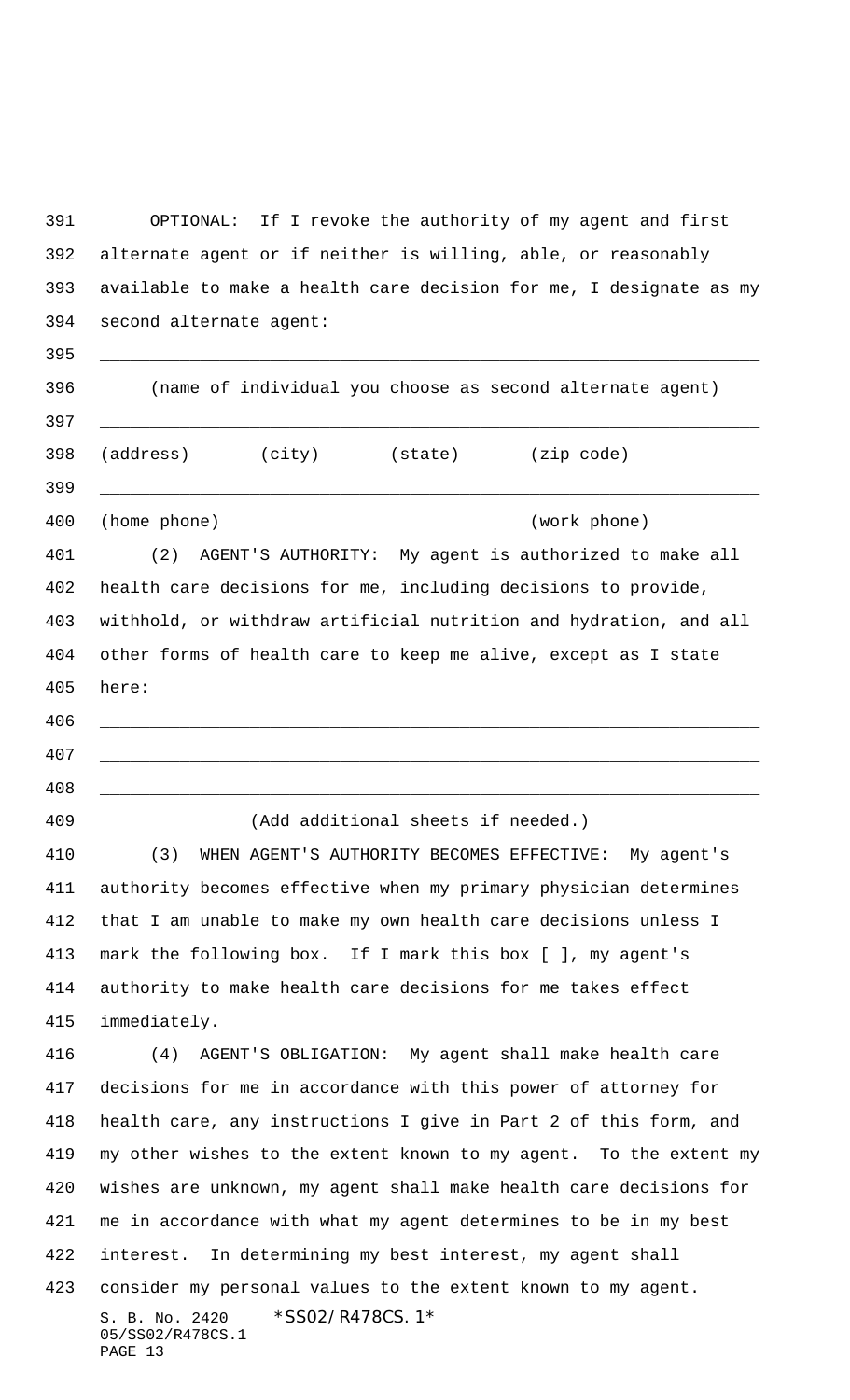OPTIONAL: If I revoke the authority of my agent and first alternate agent or if neither is willing, able, or reasonably available to make a health care decision for me, I designate as my second alternate agent:

_________________________________________________________________

(name of individual you choose as second alternate agent)

_________________________________________________________________

(address) (city) (state) (zip code)

_________________________________________________________________

(home phone) (work phone)

(2) AGENT'S AUTHORITY: My agent is authorized to make all health care decisions for me, including decisions to provide, withhold, or withdraw artificial nutrition and hydration, and all other forms of health care to keep me alive, except as I state here:

_________________________________________________________________

_________________________________________________________________

_________________________________________________________________

(Add additional sheets if needed.)

(3) WHEN AGENT'S AUTHORITY BECOMES EFFECTIVE: My agent's authority becomes effective when my primary physician determines that I am unable to make my own health care decisions unless I mark the following box. If I mark this box [ ], my agent's authority to make health care decisions for me takes effect immediately.

(4) AGENT'S OBLIGATION: My agent shall make health care decisions for me in accordance with this power of attorney for health care, any instructions I give in Part 2 of this form, and my other wishes to the extent known to my agent. To the extent my wishes are unknown, my agent shall make health care decisions for me in accordance with what my agent determines to be in my best interest. In determining my best interest, my agent shall consider my personal values to the extent known to my agent.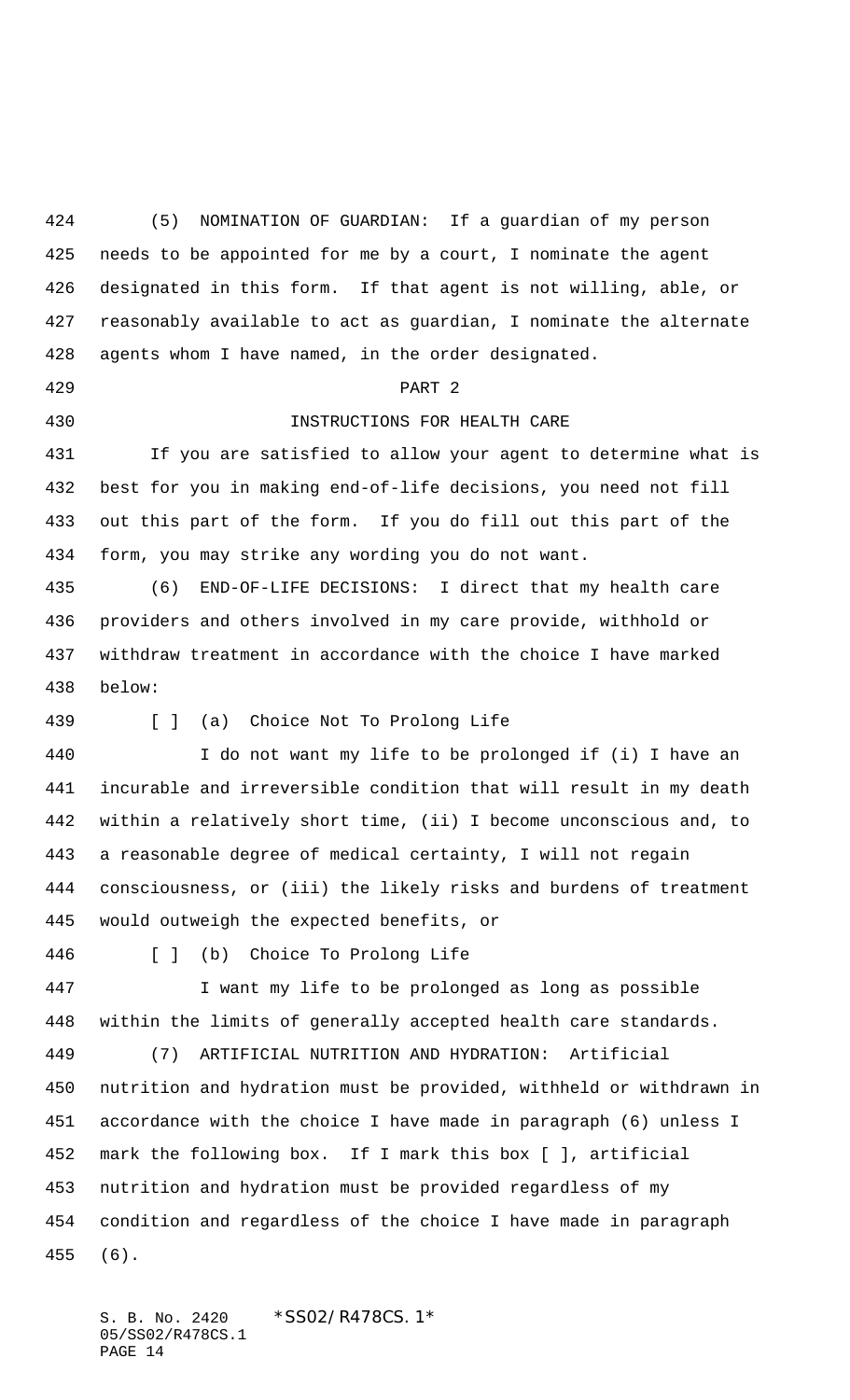(5) NOMINATION OF GUARDIAN: If a guardian of my person needs to be appointed for me by a court, I nominate the agent designated in this form. If that agent is not willing, able, or reasonably available to act as guardian, I nominate the alternate agents whom I have named, in the order designated.

PART 2

INSTRUCTIONS FOR HEALTH CARE

If you are satisfied to allow your agent to determine what is best for you in making end-of-life decisions, you need not fill out this part of the form. If you do fill out this part of the form, you may strike any wording you do not want.

(6) END-OF-LIFE DECISIONS: I direct that my health care providers and others involved in my care provide, withhold or withdraw treatment in accordance with the choice I have marked below:

[ ] (a) Choice Not To Prolong Life

I do not want my life to be prolonged if (i) I have an incurable and irreversible condition that will result in my death within a relatively short time, (ii) I become unconscious and, to a reasonable degree of medical certainty, I will not regain consciousness, or (iii) the likely risks and burdens of treatment would outweigh the expected benefits, or

[ ] (b) Choice To Prolong Life

I want my life to be prolonged as long as possible within the limits of generally accepted health care standards.

(7) ARTIFICIAL NUTRITION AND HYDRATION: Artificial nutrition and hydration must be provided, withheld or withdrawn in accordance with the choice I have made in paragraph (6) unless I mark the following box. If I mark this box [ ], artificial nutrition and hydration must be provided regardless of my condition and regardless of the choice I have made in paragraph (6).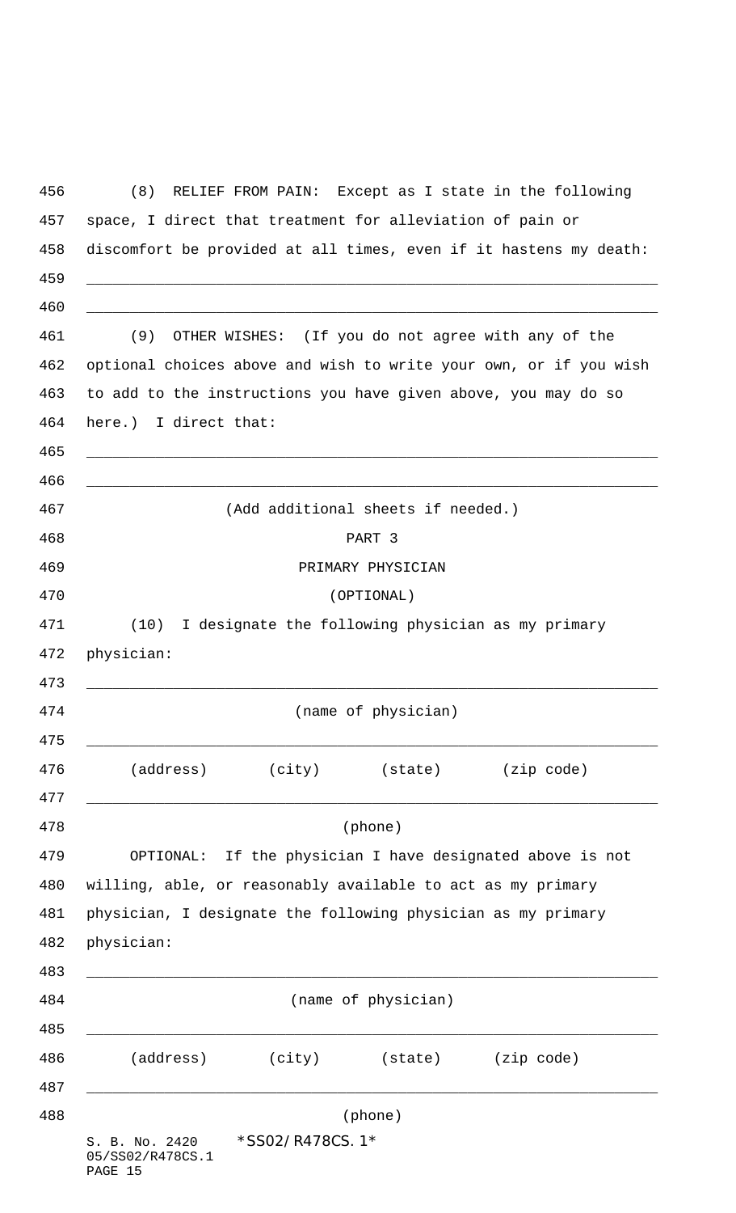(8) RELIEF FROM PAIN: Except as I state in the following space, I direct that treatment for alleviation of pain or discomfort be provided at all times, even if it hastens my death:

_________________________________________________________________

_________________________________________________________________

(9) OTHER WISHES: (If you do not agree with any of the optional choices above and wish to write your own, or if you wish to add to the instructions you have given above, you may do so here.) I direct that:

_________________________________________________________________

_________________________________________________________________

(Add additional sheets if needed.)

PART 3

PRIMARY PHYSICIAN

(OPTIONAL)

(10) I designate the following physician as my primary physician:

_________________________________________________________________

(name of physician)

_________________________________________________________________

(address) (city) (state) (zip code)

_________________________________________________________________

(phone)

OPTIONAL: If the physician I have designated above is not willing, able, or reasonably available to act as my primary physician, I designate the following physician as my primary physician:

_________________________________________________________________

(name of physician)

_________________________________________________________________

(address) (city) (state) (zip code)

_________________________________________________________________

(phone)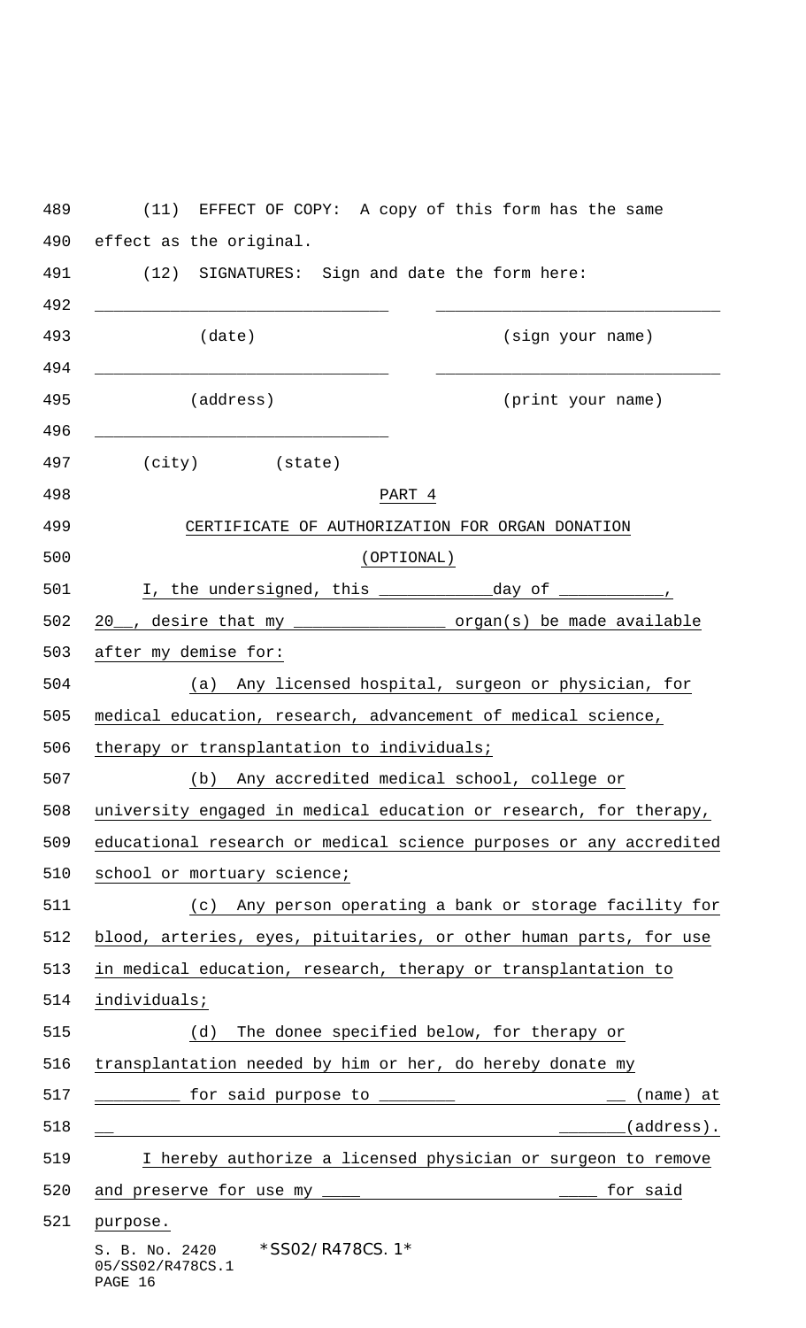(11) EFFECT OF COPY: A copy of this form has the same effect as the original.

(12) SIGNATURES: Sign and date the form here:

______________________________ ______________________________
(date) (sign your name)

______________________________ ______________________________
(address) (print your name)

______________________________
(city) (state)

## PART 4

## CERTIFICATE OF AUTHORIZATION FOR ORGAN DONATION

## (OPTIONAL)

I, the undersigned, this ____________day of ___________, 20__, desire that my ________________ organ(s) be made available after my demise for:

(a) Any licensed hospital, surgeon or physician, for medical education, research, advancement of medical science, therapy or transplantation to individuals;

(b) Any accredited medical school, college or university engaged in medical education or research, for therapy, educational research or medical science purposes or any accredited school or mortuary science;

(c) Any person operating a bank or storage facility for blood, arteries, eyes, pituitaries, or other human parts, for use in medical education, research, therapy or transplantation to individuals;

(d) The donee specified below, for therapy or transplantation needed by him or her, do hereby donate my _________ for said purpose to ________ __ (name) at __ _______(address).

I hereby authorize a licensed physician or surgeon to remove and preserve for use my ____ ____ for said purpose.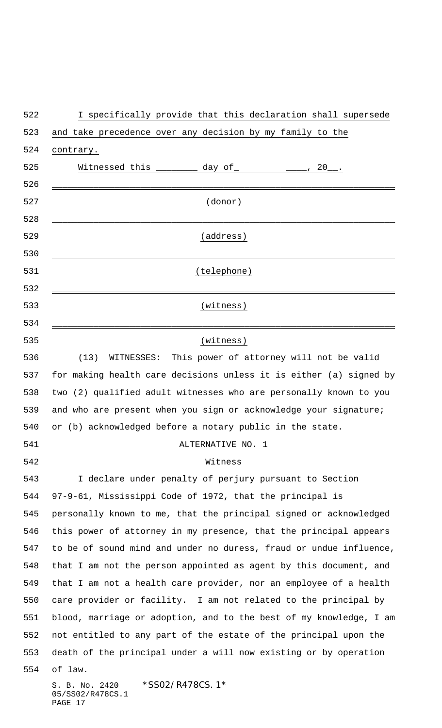I specifically provide that this declaration shall supersede and take precedence over any decision by my family to the contrary.

Witnessed this ________ day of_____________, 20__.

_______________________________________________

(donor)

_______________________________________________

(address)

_______________________________________________

(telephone)

_______________________________________________

(witness)

_______________________________________________

(witness)

(13) WITNESSES: This power of attorney will not be valid for making health care decisions unless it is either (a) signed by two (2) qualified adult witnesses who are personally known to you and who are present when you sign or acknowledge your signature; or (b) acknowledged before a notary public in the state.

ALTERNATIVE NO. 1

Witness

I declare under penalty of perjury pursuant to Section 97-9-61, Mississippi Code of 1972, that the principal is personally known to me, that the principal signed or acknowledged this power of attorney in my presence, that the principal appears to be of sound mind and under no duress, fraud or undue influence, that I am not the person appointed as agent by this document, and that I am not a health care provider, nor an employee of a health care provider or facility. I am not related to the principal by blood, marriage or adoption, and to the best of my knowledge, I am not entitled to any part of the estate of the principal upon the death of the principal under a will now existing or by operation of law.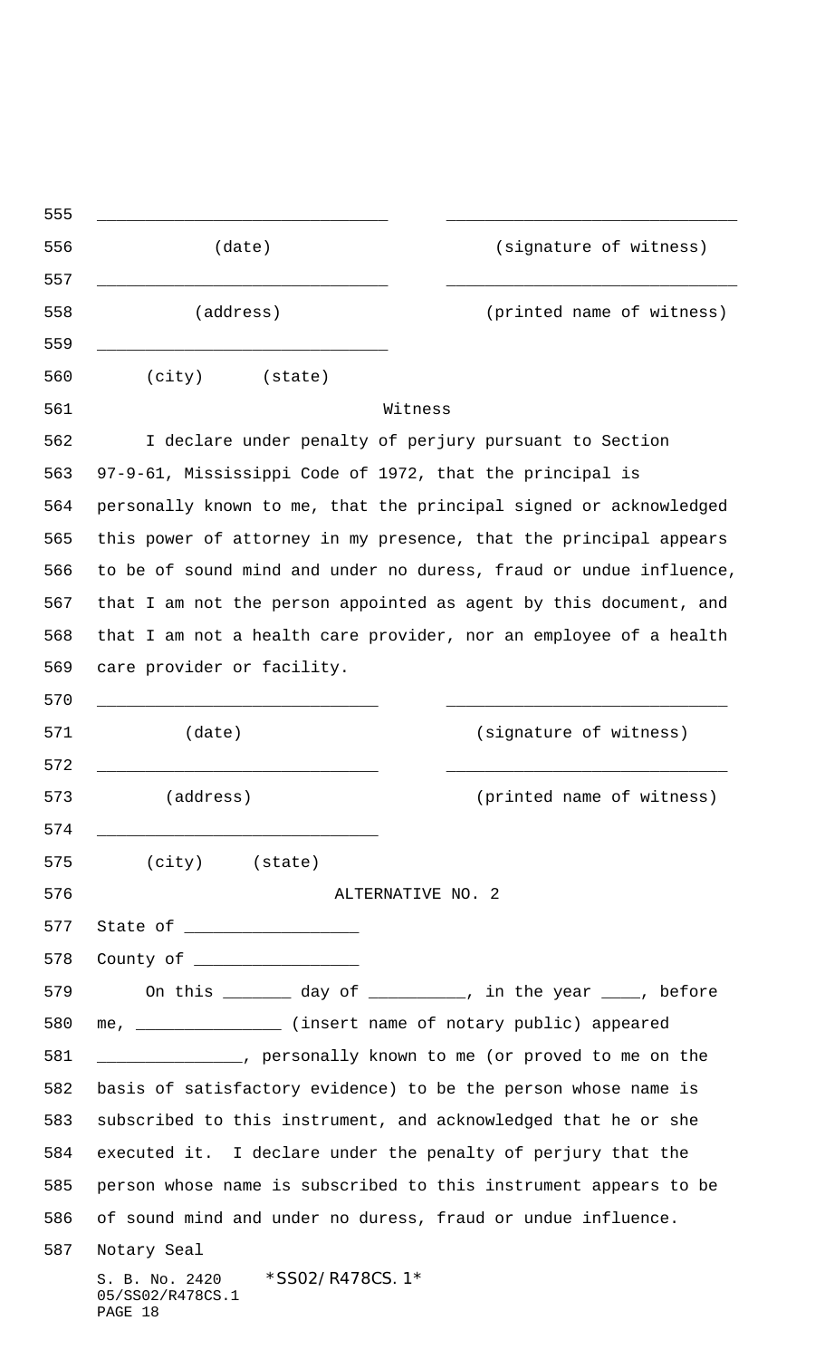______________________________ ______________________________

(date) (signature of witness)

______________________________ ______________________________

(address) (printed name of witness)

______________________________

(city) (state)

Witness

I declare under penalty of perjury pursuant to Section 97-9-61, Mississippi Code of 1972, that the principal is personally known to me, that the principal signed or acknowledged this power of attorney in my presence, that the principal appears to be of sound mind and under no duress, fraud or undue influence, that I am not the person appointed as agent by this document, and that I am not a health care provider, nor an employee of a health care provider or facility.

____________________________ ____________________________

(date) (signature of witness)

____________________________ ____________________________

(address) (printed name of witness)

____________________________

(city) (state)

ALTERNATIVE NO. 2

State of _________________

County of ________________

On this _______ day of __________, in the year ____, before me, _______________ (insert name of notary public) appeared _______________, personally known to me (or proved to me on the basis of satisfactory evidence) to be the person whose name is subscribed to this instrument, and acknowledged that he or she executed it. I declare under the penalty of perjury that the person whose name is subscribed to this instrument appears to be of sound mind and under no duress, fraud or undue influence.

Notary Seal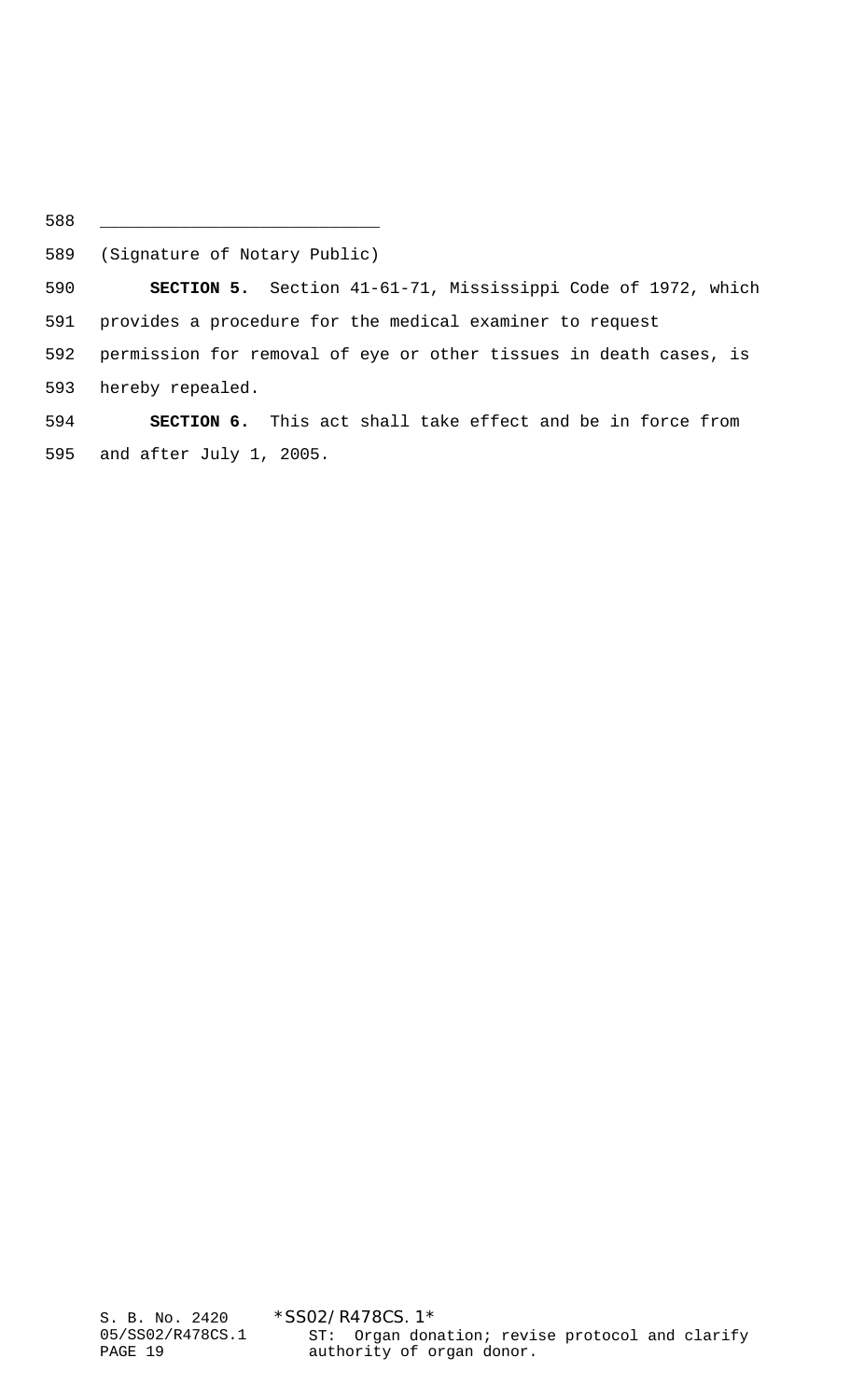______________________________

(Signature of Notary Public)

**SECTION 5.** Section 41-61-71, Mississippi Code of 1972, which provides a procedure for the medical examiner to request permission for removal of eye or other tissues in death cases, is hereby repealed.

**SECTION 6.** This act shall take effect and be in force from and after July 1, 2005.